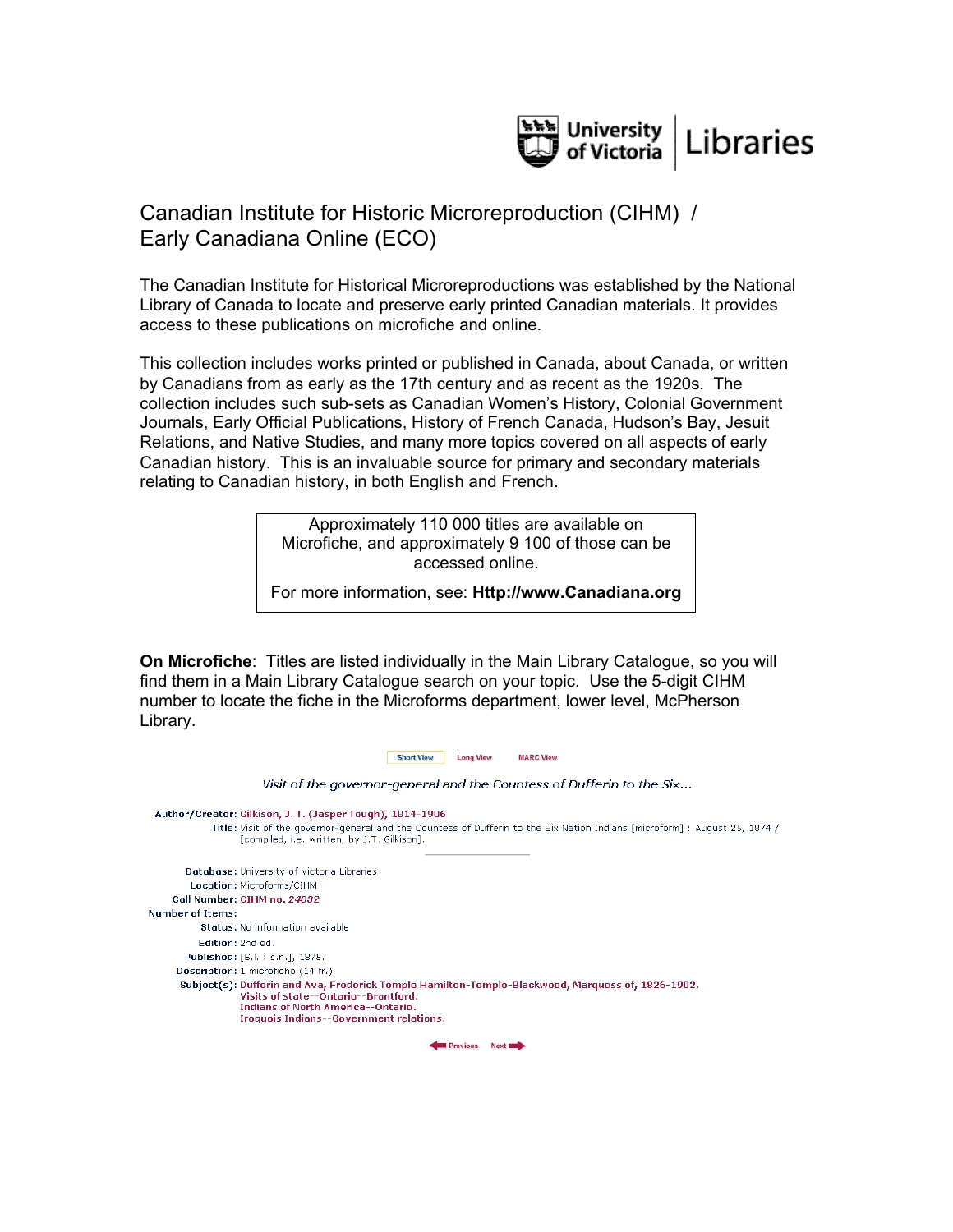University of Victoria | Libraries

## Canadian Institute for Historic Microreproduction (CIHM) / Early Canadiana Online (ECO)

The Canadian Institute for Historical Microreproductions was established by the National Library of Canada to locate and preserve early printed Canadian materials. It provides access to these publications on microfiche and online.

This collection includes works printed or published in Canada, about Canada, or written by Canadians from as early as the 17th century and as recent as the 1920s. The collection includes such sub-sets as Canadian Women's History, Colonial Government Journals, Early Official Publications, History of French Canada, Hudson's Bay, Jesuit Relations, and Native Studies, and many more topics covered on all aspects of early Canadian history. This is an invaluable source for primary and secondary materials relating to Canadian history, in both English and French.

> Approximately 110 000 titles are available on Microfiche, and approximately 9 100 of those can be accessed online.
>
> For more information, see: **Http://www.Canadiana.org**

**On Microfiche**: Titles are listed individually in the Main Library Catalogue, so you will find them in a Main Library Catalogue search on your topic. Use the 5-digit CIHM number to locate the fiche in the Microforms department, lower level, McPherson Library.

Short View | Long View | MARC View

*Visit of the governor-general and the Countess of Dufferin to the Six...*

**Author/Creator:** Gilkison, J. T. (Jasper Tough), 1814-1906
**Title:** Visit of the governor-general and the Countess of Dufferin to the Six Nation Indians [microform] : August 25, 1874 / [compiled, i.e. written, by J.T. Gilkison].

**Database:** University of Victoria Libraries
**Location:** Microforms/CIHM
**Call Number:** CIHM no. *24032*
**Number of Items:**
**Status:** No information available
**Edition:** 2nd ed.
**Published:** [S.l. : s.n.], 1875.
**Description:** 1 microfiche (14 fr.).
**Subject(s):** Dufferin and Ava, Frederick Temple Hamilton-Temple-Blackwood, Marquess of, 1826-1902.
Visits of state--Ontario--Brantford.
Indians of North America--Ontario.
Iroquois Indians--Government relations.

Previous | Next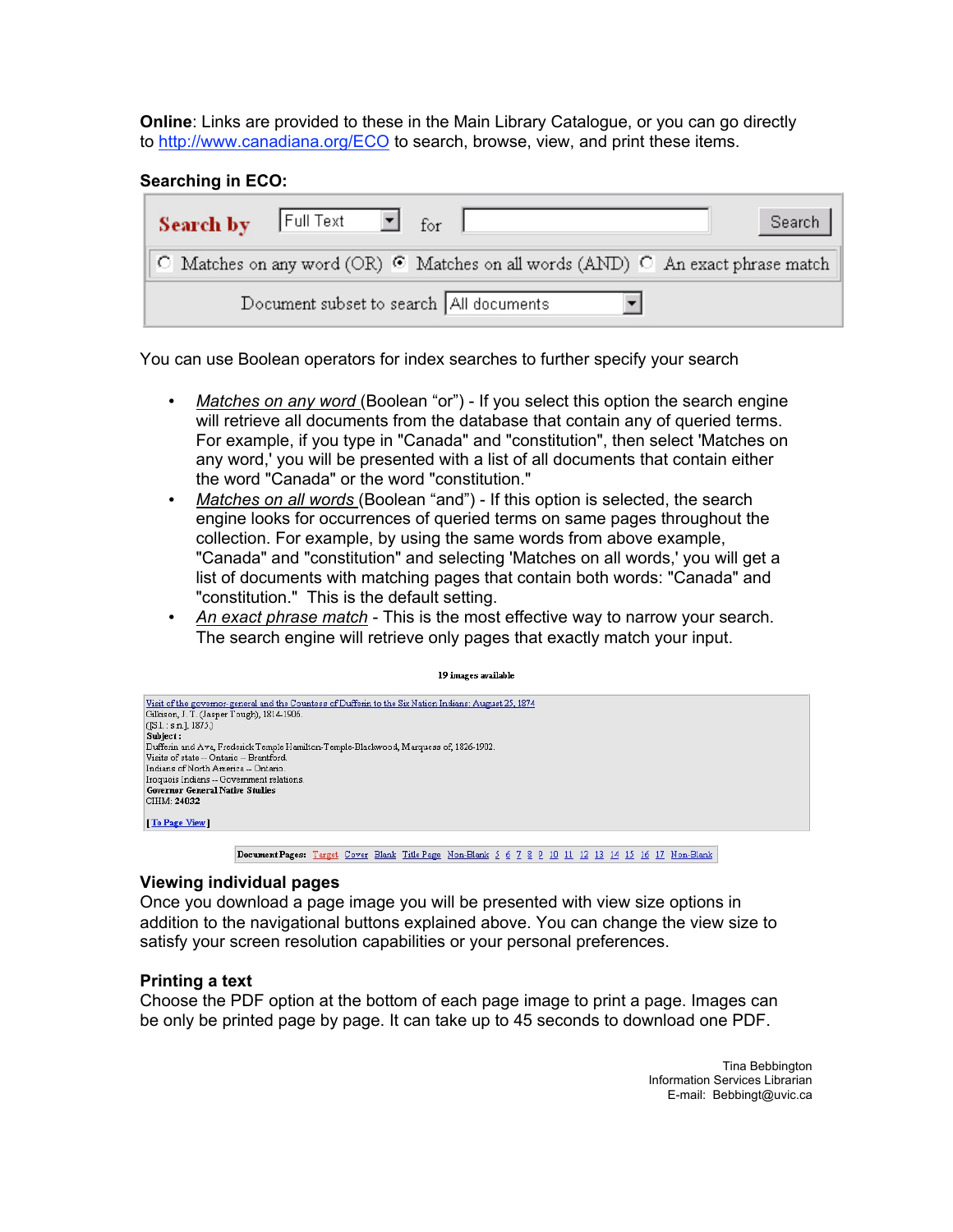**Online**: Links are provided to these in the Main Library Catalogue, or you can go directly to http://www.canadiana.org/ECO to search, browse, view, and print these items.

**Searching in ECO:**

Search by | Full Text | for | | Search

○ Matches on any word (OR) ● Matches on all words (AND) ○ An exact phrase match

Document subset to search | All documents

You can use Boolean operators for index searches to further specify your search

- *Matches on any word* (Boolean "or") - If you select this option the search engine will retrieve all documents from the database that contain any of queried terms. For example, if you type in "Canada" and "constitution", then select 'Matches on any word,' you will be presented with a list of all documents that contain either the word "Canada" or the word "constitution."
- *Matches on all words* (Boolean "and") - If this option is selected, the search engine looks for occurrences of queried terms on same pages throughout the collection. For example, by using the same words from above example, "Canada" and "constitution" and selecting 'Matches on all words,' you will get a list of documents with matching pages that contain both words: "Canada" and "constitution." This is the default setting.
- *An exact phrase match* - This is the most effective way to narrow your search. The search engine will retrieve only pages that exactly match your input.

19 images available

Visit of the governor-general and the Countess of Dufferin to the Six Nation Indians: August 25, 1874
Gilkison, J. T. (Jasper Tough), 1814-1906.
([S.l. : s.n.], 1875.)
**Subject :**
Dufferin and Ava, Frederick Temple Hamilton-Temple-Blackwood, Marquess of, 1826-1902.
Visits of state -- Ontario -- Brantford.
Indians of North America -- Ontario.
Iroquois Indians -- Government relations.
**Governor General Native Studies**
CIHM: **24032**

[ To Page View ]

**Document Pages:** Target Cover Blank Title Page Non-Blank 5 6 7 8 9 10 11 12 13 14 15 16 17 Non-Blank

**Viewing individual pages**
Once you download a page image you will be presented with view size options in addition to the navigational buttons explained above. You can change the view size to satisfy your screen resolution capabilities or your personal preferences.

**Printing a text**
Choose the PDF option at the bottom of each page image to print a page. Images can be only be printed page by page. It can take up to 45 seconds to download one PDF.

Tina Bebbington
Information Services Librarian
E-mail: Bebbingt@uvic.ca